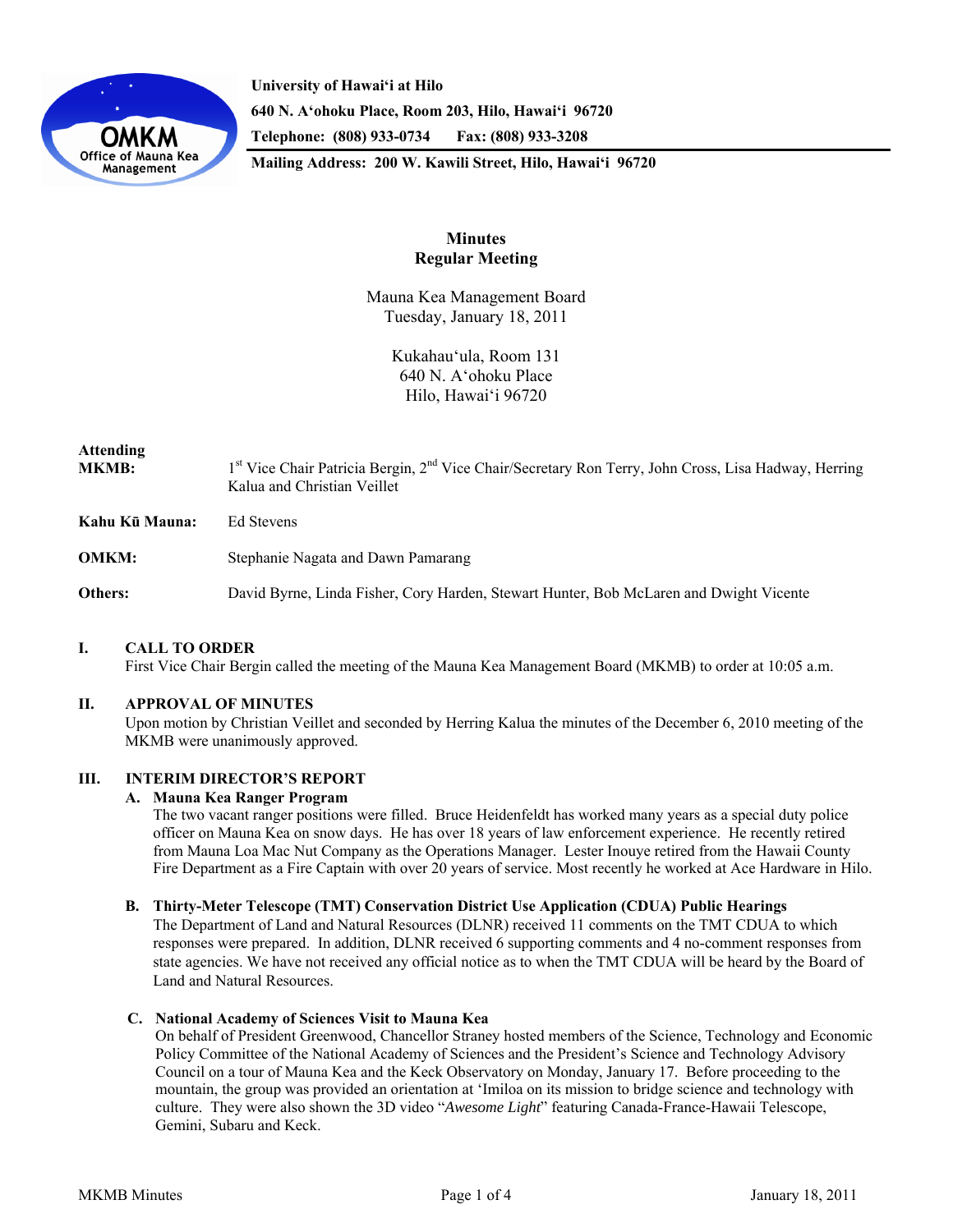University of Hawai'i at Hilo
640 N. A'ohoku Place, Room 203, Hilo, Hawai'i 96720
Telephone: (808) 933-0734  Fax: (808) 933-3208
Mailing Address: 200 W. Kawili Street, Hilo, Hawai'i 96720

# Minutes
## Regular Meeting

Mauna Kea Management Board
Tuesday, January 18, 2011

Kukahau'ula, Room 131
640 N. A'ohoku Place
Hilo, Hawai'i 96720

**Attending MKMB:** 1st Vice Chair Patricia Bergin, 2nd Vice Chair/Secretary Ron Terry, John Cross, Lisa Hadway, Herring Kalua and Christian Veillet

**Kahu Kū Mauna:** Ed Stevens

**OMKM:** Stephanie Nagata and Dawn Pamarang

**Others:** David Byrne, Linda Fisher, Cory Harden, Stewart Hunter, Bob McLaren and Dwight Vicente

## I. CALL TO ORDER

First Vice Chair Bergin called the meeting of the Mauna Kea Management Board (MKMB) to order at 10:05 a.m.

## II. APPROVAL OF MINUTES

Upon motion by Christian Veillet and seconded by Herring Kalua the minutes of the December 6, 2010 meeting of the MKMB were unanimously approved.

## III. INTERIM DIRECTOR'S REPORT

### A. Mauna Kea Ranger Program

The two vacant ranger positions were filled. Bruce Heidenfeldt has worked many years as a special duty police officer on Mauna Kea on snow days. He has over 18 years of law enforcement experience. He recently retired from Mauna Loa Mac Nut Company as the Operations Manager. Lester Inouye retired from the Hawaii County Fire Department as a Fire Captain with over 20 years of service. Most recently he worked at Ace Hardware in Hilo.

### B. Thirty-Meter Telescope (TMT) Conservation District Use Application (CDUA) Public Hearings

The Department of Land and Natural Resources (DLNR) received 11 comments on the TMT CDUA to which responses were prepared. In addition, DLNR received 6 supporting comments and 4 no-comment responses from state agencies. We have not received any official notice as to when the TMT CDUA will be heard by the Board of Land and Natural Resources.

### C. National Academy of Sciences Visit to Mauna Kea

On behalf of President Greenwood, Chancellor Straney hosted members of the Science, Technology and Economic Policy Committee of the National Academy of Sciences and the President's Science and Technology Advisory Council on a tour of Mauna Kea and the Keck Observatory on Monday, January 17. Before proceeding to the mountain, the group was provided an orientation at 'Imiloa on its mission to bridge science and technology with culture. They were also shown the 3D video "*Awesome Light*" featuring Canada-France-Hawaii Telescope, Gemini, Subaru and Keck.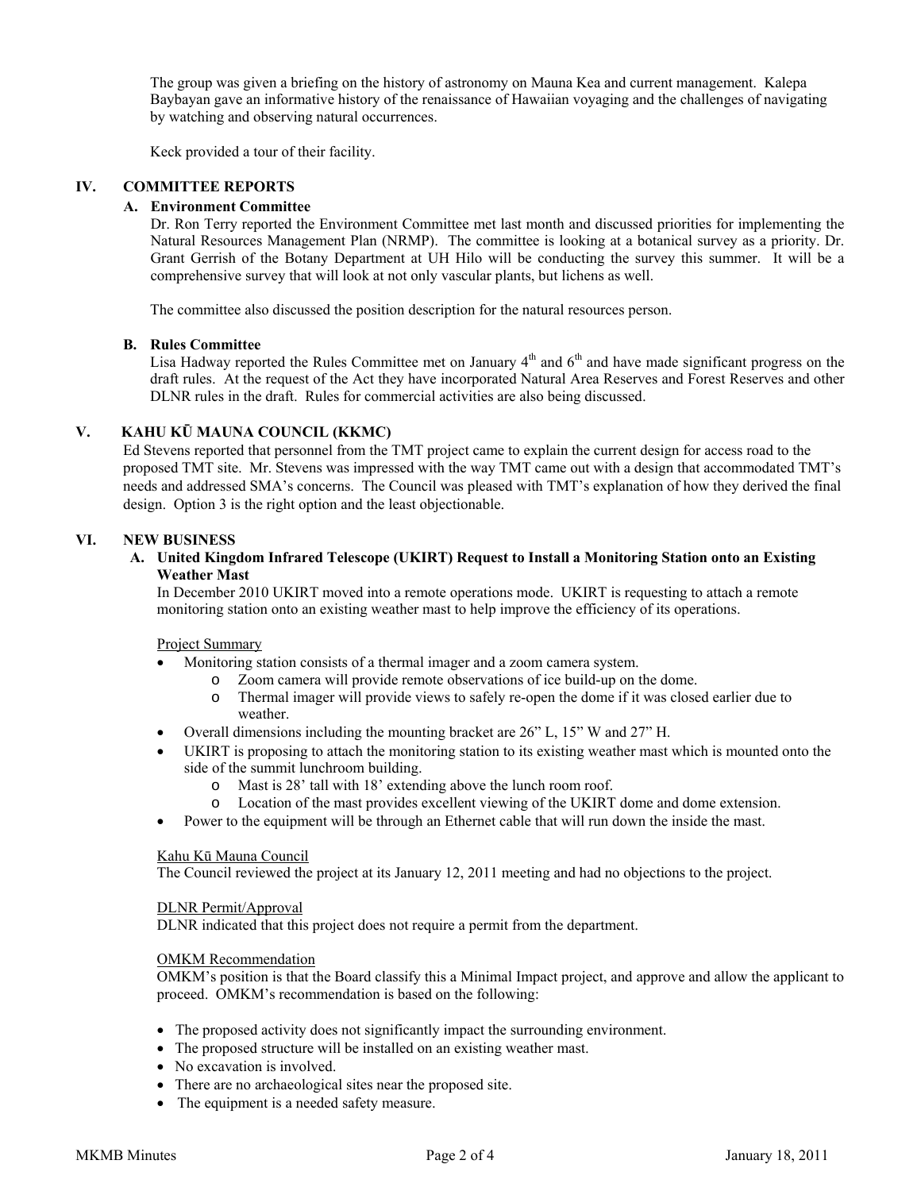The group was given a briefing on the history of astronomy on Mauna Kea and current management. Kalepa Baybayan gave an informative history of the renaissance of Hawaiian voyaging and the challenges of navigating by watching and observing natural occurrences.

Keck provided a tour of their facility.

## IV. COMMITTEE REPORTS

### A. Environment Committee

Dr. Ron Terry reported the Environment Committee met last month and discussed priorities for implementing the Natural Resources Management Plan (NRMP). The committee is looking at a botanical survey as a priority. Dr. Grant Gerrish of the Botany Department at UH Hilo will be conducting the survey this summer. It will be a comprehensive survey that will look at not only vascular plants, but lichens as well.

The committee also discussed the position description for the natural resources person.

### B. Rules Committee

Lisa Hadway reported the Rules Committee met on January 4th and 6th and have made significant progress on the draft rules. At the request of the Act they have incorporated Natural Area Reserves and Forest Reserves and other DLNR rules in the draft. Rules for commercial activities are also being discussed.

## V. KAHU KŪ MAUNA COUNCIL (KKMC)

Ed Stevens reported that personnel from the TMT project came to explain the current design for access road to the proposed TMT site. Mr. Stevens was impressed with the way TMT came out with a design that accommodated TMT's needs and addressed SMA's concerns. The Council was pleased with TMT's explanation of how they derived the final design. Option 3 is the right option and the least objectionable.

## VI. NEW BUSINESS

### A. United Kingdom Infrared Telescope (UKIRT) Request to Install a Monitoring Station onto an Existing Weather Mast

In December 2010 UKIRT moved into a remote operations mode. UKIRT is requesting to attach a remote monitoring station onto an existing weather mast to help improve the efficiency of its operations.

Project Summary

- Monitoring station consists of a thermal imager and a zoom camera system.
  - Zoom camera will provide remote observations of ice build-up on the dome.
  - Thermal imager will provide views to safely re-open the dome if it was closed earlier due to weather.
- Overall dimensions including the mounting bracket are 26" L, 15" W and 27" H.
- UKIRT is proposing to attach the monitoring station to its existing weather mast which is mounted onto the side of the summit lunchroom building.
  - Mast is 28' tall with 18' extending above the lunch room roof.
  - Location of the mast provides excellent viewing of the UKIRT dome and dome extension.
- Power to the equipment will be through an Ethernet cable that will run down the inside the mast.

Kahu Kū Mauna Council

The Council reviewed the project at its January 12, 2011 meeting and had no objections to the project.

DLNR Permit/Approval

DLNR indicated that this project does not require a permit from the department.

OMKM Recommendation

OMKM's position is that the Board classify this a Minimal Impact project, and approve and allow the applicant to proceed. OMKM's recommendation is based on the following:

- The proposed activity does not significantly impact the surrounding environment.
- The proposed structure will be installed on an existing weather mast.
- No excavation is involved.
- There are no archaeological sites near the proposed site.
- The equipment is a needed safety measure.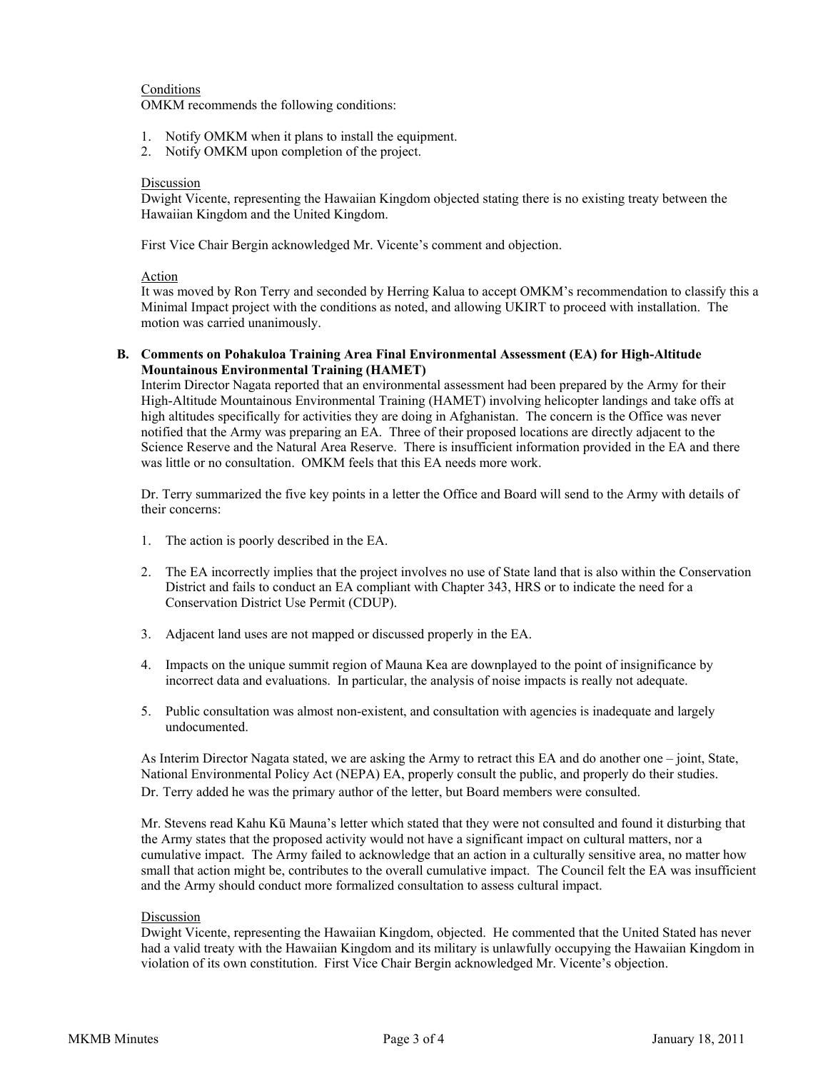Conditions
OMKM recommends the following conditions:

1. Notify OMKM when it plans to install the equipment.
2. Notify OMKM upon completion of the project.

Discussion
Dwight Vicente, representing the Hawaiian Kingdom objected stating there is no existing treaty between the Hawaiian Kingdom and the United Kingdom.

First Vice Chair Bergin acknowledged Mr. Vicente's comment and objection.

Action
It was moved by Ron Terry and seconded by Herring Kalua to accept OMKM's recommendation to classify this a Minimal Impact project with the conditions as noted, and allowing UKIRT to proceed with installation. The motion was carried unanimously.

**B. Comments on Pohakuloa Training Area Final Environmental Assessment (EA) for High-Altitude Mountainous Environmental Training (HAMET)**

Interim Director Nagata reported that an environmental assessment had been prepared by the Army for their High-Altitude Mountainous Environmental Training (HAMET) involving helicopter landings and take offs at high altitudes specifically for activities they are doing in Afghanistan. The concern is the Office was never notified that the Army was preparing an EA. Three of their proposed locations are directly adjacent to the Science Reserve and the Natural Area Reserve. There is insufficient information provided in the EA and there was little or no consultation. OMKM feels that this EA needs more work.

Dr. Terry summarized the five key points in a letter the Office and Board will send to the Army with details of their concerns:

1. The action is poorly described in the EA.

2. The EA incorrectly implies that the project involves no use of State land that is also within the Conservation District and fails to conduct an EA compliant with Chapter 343, HRS or to indicate the need for a Conservation District Use Permit (CDUP).

3. Adjacent land uses are not mapped or discussed properly in the EA.

4. Impacts on the unique summit region of Mauna Kea are downplayed to the point of insignificance by incorrect data and evaluations. In particular, the analysis of noise impacts is really not adequate.

5. Public consultation was almost non-existent, and consultation with agencies is inadequate and largely undocumented.

As Interim Director Nagata stated, we are asking the Army to retract this EA and do another one – joint, State, National Environmental Policy Act (NEPA) EA, properly consult the public, and properly do their studies. Dr. Terry added he was the primary author of the letter, but Board members were consulted.

Mr. Stevens read Kahu Kū Mauna's letter which stated that they were not consulted and found it disturbing that the Army states that the proposed activity would not have a significant impact on cultural matters, nor a cumulative impact. The Army failed to acknowledge that an action in a culturally sensitive area, no matter how small that action might be, contributes to the overall cumulative impact. The Council felt the EA was insufficient and the Army should conduct more formalized consultation to assess cultural impact.

Discussion
Dwight Vicente, representing the Hawaiian Kingdom, objected. He commented that the United Stated has never had a valid treaty with the Hawaiian Kingdom and its military is unlawfully occupying the Hawaiian Kingdom in violation of its own constitution. First Vice Chair Bergin acknowledged Mr. Vicente's objection.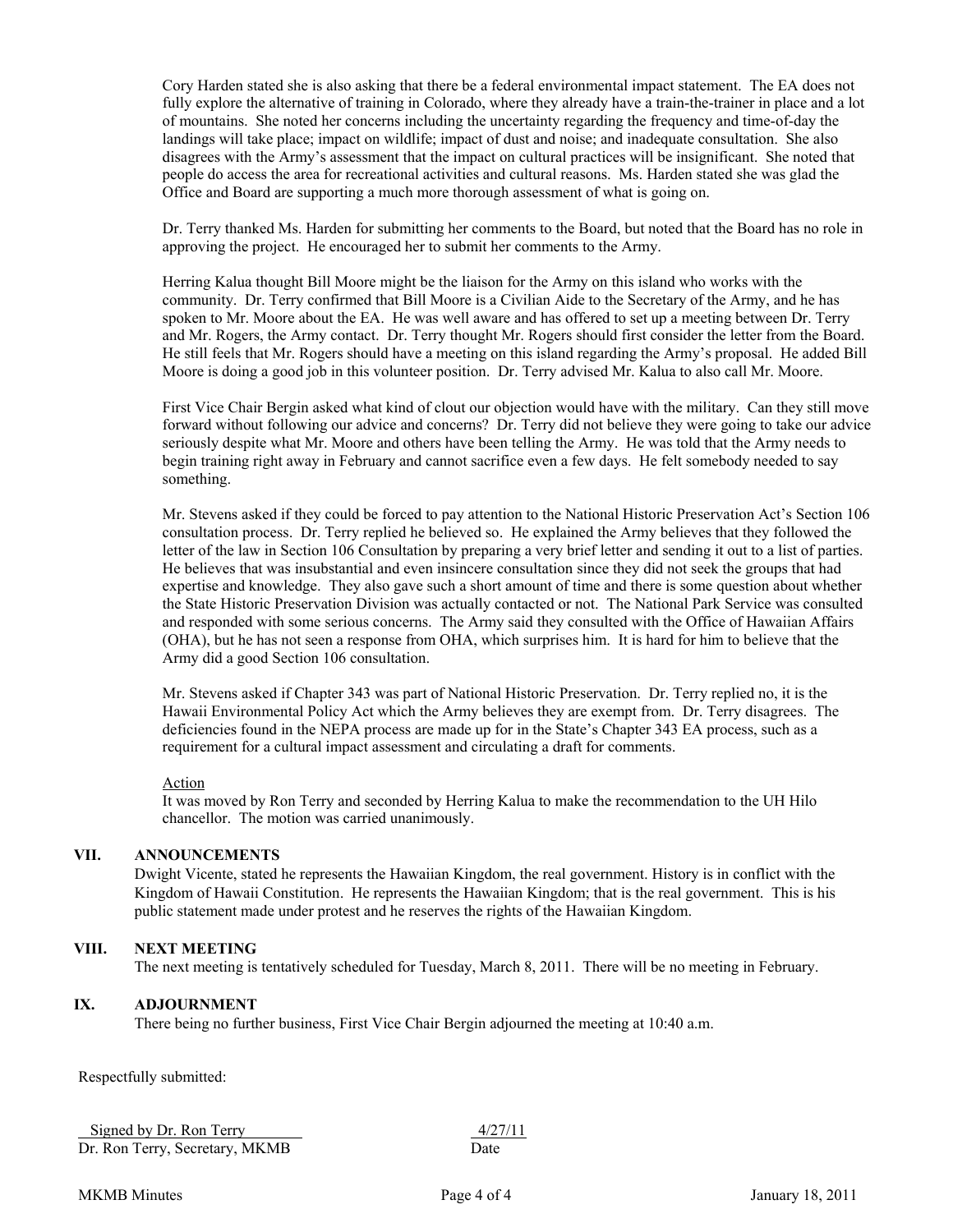Cory Harden stated she is also asking that there be a federal environmental impact statement. The EA does not fully explore the alternative of training in Colorado, where they already have a train-the-trainer in place and a lot of mountains. She noted her concerns including the uncertainty regarding the frequency and time-of-day the landings will take place; impact on wildlife; impact of dust and noise; and inadequate consultation. She also disagrees with the Army's assessment that the impact on cultural practices will be insignificant. She noted that people do access the area for recreational activities and cultural reasons. Ms. Harden stated she was glad the Office and Board are supporting a much more thorough assessment of what is going on.

Dr. Terry thanked Ms. Harden for submitting her comments to the Board, but noted that the Board has no role in approving the project. He encouraged her to submit her comments to the Army.

Herring Kalua thought Bill Moore might be the liaison for the Army on this island who works with the community. Dr. Terry confirmed that Bill Moore is a Civilian Aide to the Secretary of the Army, and he has spoken to Mr. Moore about the EA. He was well aware and has offered to set up a meeting between Dr. Terry and Mr. Rogers, the Army contact. Dr. Terry thought Mr. Rogers should first consider the letter from the Board. He still feels that Mr. Rogers should have a meeting on this island regarding the Army's proposal. He added Bill Moore is doing a good job in this volunteer position. Dr. Terry advised Mr. Kalua to also call Mr. Moore.

First Vice Chair Bergin asked what kind of clout our objection would have with the military. Can they still move forward without following our advice and concerns? Dr. Terry did not believe they were going to take our advice seriously despite what Mr. Moore and others have been telling the Army. He was told that the Army needs to begin training right away in February and cannot sacrifice even a few days. He felt somebody needed to say something.

Mr. Stevens asked if they could be forced to pay attention to the National Historic Preservation Act's Section 106 consultation process. Dr. Terry replied he believed so. He explained the Army believes that they followed the letter of the law in Section 106 Consultation by preparing a very brief letter and sending it out to a list of parties. He believes that was insubstantial and even insincere consultation since they did not seek the groups that had expertise and knowledge. They also gave such a short amount of time and there is some question about whether the State Historic Preservation Division was actually contacted or not. The National Park Service was consulted and responded with some serious concerns. The Army said they consulted with the Office of Hawaiian Affairs (OHA), but he has not seen a response from OHA, which surprises him. It is hard for him to believe that the Army did a good Section 106 consultation.

Mr. Stevens asked if Chapter 343 was part of National Historic Preservation. Dr. Terry replied no, it is the Hawaii Environmental Policy Act which the Army believes they are exempt from. Dr. Terry disagrees. The deficiencies found in the NEPA process are made up for in the State's Chapter 343 EA process, such as a requirement for a cultural impact assessment and circulating a draft for comments.

Action

It was moved by Ron Terry and seconded by Herring Kalua to make the recommendation to the UH Hilo chancellor. The motion was carried unanimously.

## VII. ANNOUNCEMENTS

Dwight Vicente, stated he represents the Hawaiian Kingdom, the real government. History is in conflict with the Kingdom of Hawaii Constitution. He represents the Hawaiian Kingdom; that is the real government. This is his public statement made under protest and he reserves the rights of the Hawaiian Kingdom.

## VIII. NEXT MEETING

The next meeting is tentatively scheduled for Tuesday, March 8, 2011. There will be no meeting in February.

## IX. ADJOURNMENT

There being no further business, First Vice Chair Bergin adjourned the meeting at 10:40 a.m.

Respectfully submitted:

Signed by Dr. Ron Terry — 4/27/11

Dr. Ron Terry, Secretary, MKMB — Date